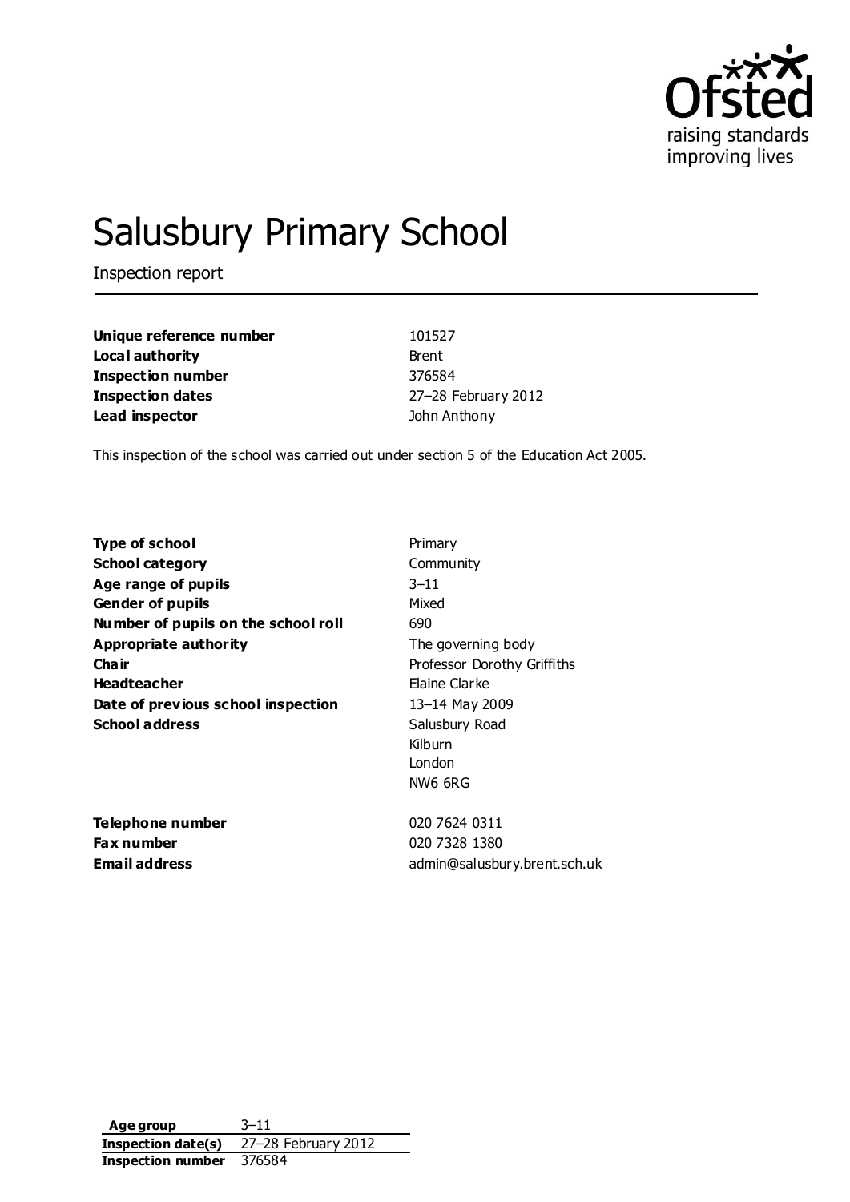# Salusbury Primary School

Inspection report

| | |
|---|---|
| **Unique reference number** | 101527 |
| **Local authority** | Brent |
| **Inspection number** | 376584 |
| **Inspection dates** | 27–28 February 2012 |
| **Lead inspector** | John Anthony |

This inspection of the school was carried out under section 5 of the Education Act 2005.

| | |
|---|---|
| **Type of school** | Primary |
| **School category** | Community |
| **Age range of pupils** | 3–11 |
| **Gender of pupils** | Mixed |
| **Number of pupils on the school roll** | 690 |
| **Appropriate authority** | The governing body |
| **Chair** | Professor Dorothy Griffiths |
| **Headteacher** | Elaine Clarke |
| **Date of previous school inspection** | 13–14 May 2009 |
| **School address** | Salusbury Road<br>Kilburn<br>London<br>NW6 6RG |
| **Telephone number** | 020 7624 0311 |
| **Fax number** | 020 7328 1380 |
| **Email address** | admin@salusbury.brent.sch.uk |

| | |
|---|---|
| **Age group** | 3–11 |
| **Inspection date(s)** | 27–28 February 2012 |
| **Inspection number** | 376584 |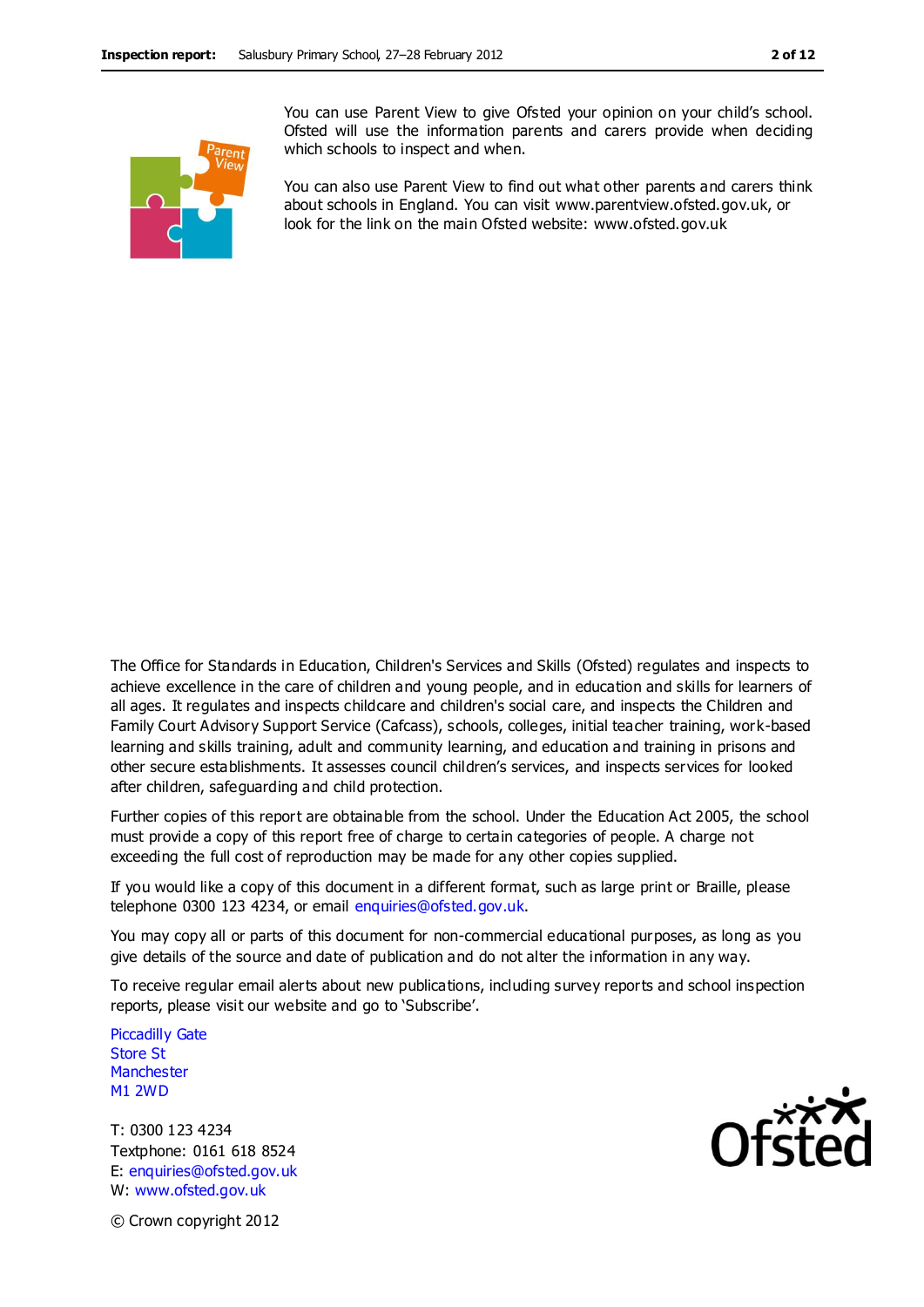You can use Parent View to give Ofsted your opinion on your child's school. Ofsted will use the information parents and carers provide when deciding which schools to inspect and when.

You can also use Parent View to find out what other parents and carers think about schools in England. You can visit www.parentview.ofsted.gov.uk, or look for the link on the main Ofsted website: www.ofsted.gov.uk

The Office for Standards in Education, Children's Services and Skills (Ofsted) regulates and inspects to achieve excellence in the care of children and young people, and in education and skills for learners of all ages. It regulates and inspects childcare and children's social care, and inspects the Children and Family Court Advisory Support Service (Cafcass), schools, colleges, initial teacher training, work-based learning and skills training, adult and community learning, and education and training in prisons and other secure establishments. It assesses council children's services, and inspects services for looked after children, safeguarding and child protection.

Further copies of this report are obtainable from the school. Under the Education Act 2005, the school must provide a copy of this report free of charge to certain categories of people. A charge not exceeding the full cost of reproduction may be made for any other copies supplied.

If you would like a copy of this document in a different format, such as large print or Braille, please telephone 0300 123 4234, or email enquiries@ofsted.gov.uk.

You may copy all or parts of this document for non-commercial educational purposes, as long as you give details of the source and date of publication and do not alter the information in any way.

To receive regular email alerts about new publications, including survey reports and school inspection reports, please visit our website and go to 'Subscribe'.

Piccadilly Gate
Store St
Manchester
M1 2WD

T: 0300 123 4234
Textphone: 0161 618 8524
E: enquiries@ofsted.gov.uk
W: www.ofsted.gov.uk

© Crown copyright 2012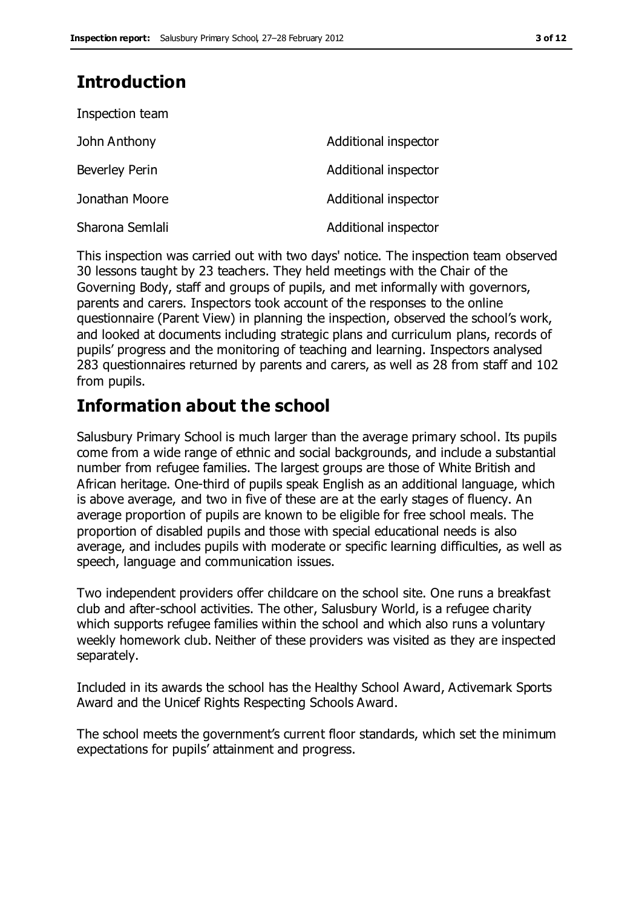## Introduction

Inspection team

| | |
|---|---|
| John Anthony | Additional inspector |
| Beverley Perin | Additional inspector |
| Jonathan Moore | Additional inspector |
| Sharona Semlali | Additional inspector |

This inspection was carried out with two days' notice. The inspection team observed 30 lessons taught by 23 teachers. They held meetings with the Chair of the Governing Body, staff and groups of pupils, and met informally with governors, parents and carers. Inspectors took account of the responses to the online questionnaire (Parent View) in planning the inspection, observed the school's work, and looked at documents including strategic plans and curriculum plans, records of pupils' progress and the monitoring of teaching and learning. Inspectors analysed 283 questionnaires returned by parents and carers, as well as 28 from staff and 102 from pupils.

## Information about the school

Salusbury Primary School is much larger than the average primary school. Its pupils come from a wide range of ethnic and social backgrounds, and include a substantial number from refugee families. The largest groups are those of White British and African heritage. One-third of pupils speak English as an additional language, which is above average, and two in five of these are at the early stages of fluency. An average proportion of pupils are known to be eligible for free school meals. The proportion of disabled pupils and those with special educational needs is also average, and includes pupils with moderate or specific learning difficulties, as well as speech, language and communication issues.

Two independent providers offer childcare on the school site. One runs a breakfast club and after-school activities. The other, Salusbury World, is a refugee charity which supports refugee families within the school and which also runs a voluntary weekly homework club. Neither of these providers was visited as they are inspected separately.

Included in its awards the school has the Healthy School Award, Activemark Sports Award and the Unicef Rights Respecting Schools Award.

The school meets the government's current floor standards, which set the minimum expectations for pupils' attainment and progress.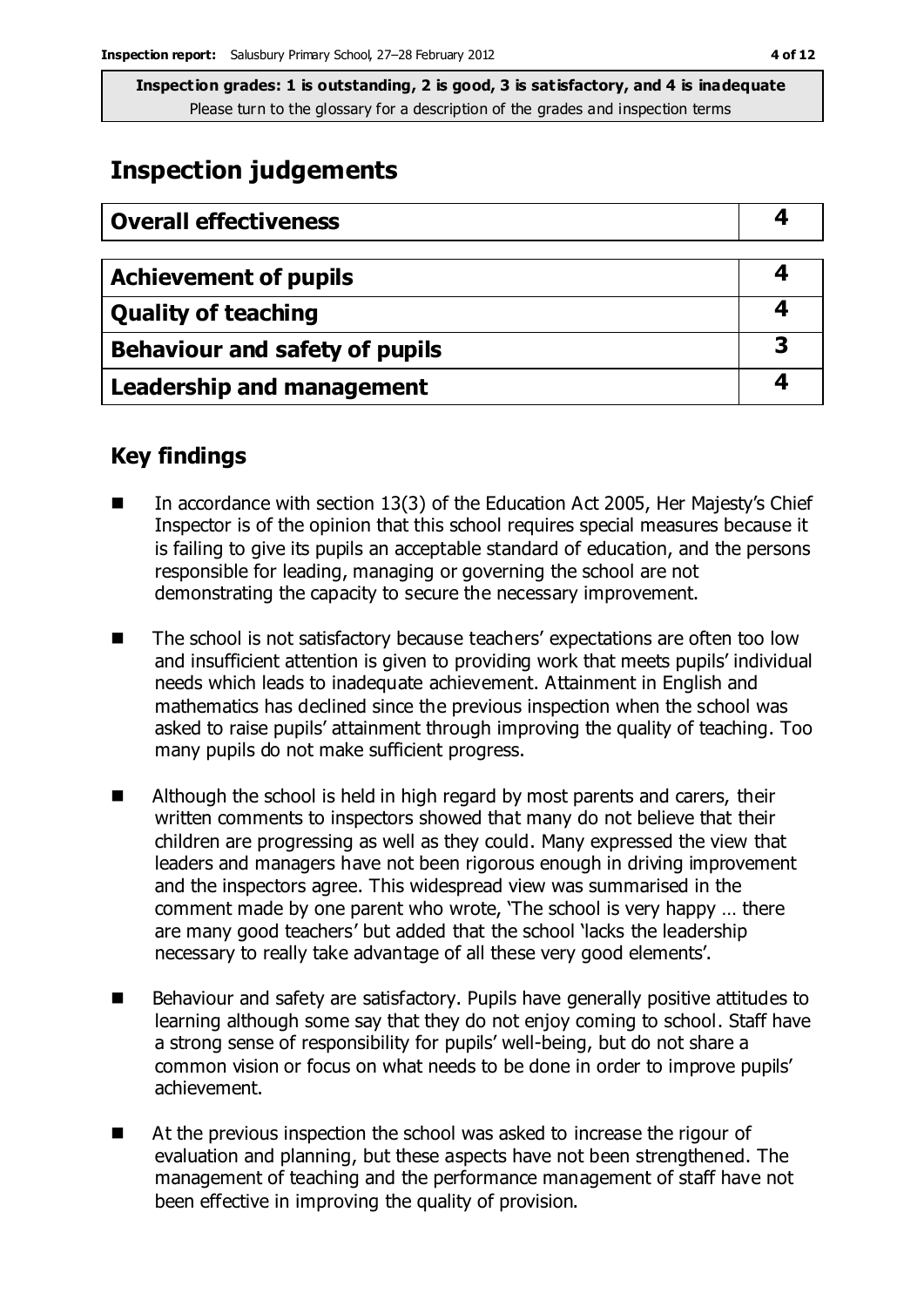**Inspection grades: 1 is outstanding, 2 is good, 3 is satisfactory, and 4 is inadequate**
Please turn to the glossary for a description of the grades and inspection terms

# Inspection judgements

| Overall effectiveness | 4 |
|---|---|

| Achievement of pupils | 4 |
|---|---|
| Quality of teaching | 4 |
| Behaviour and safety of pupils | 3 |
| Leadership and management | 4 |

## Key findings

- In accordance with section 13(3) of the Education Act 2005, Her Majesty's Chief Inspector is of the opinion that this school requires special measures because it is failing to give its pupils an acceptable standard of education, and the persons responsible for leading, managing or governing the school are not demonstrating the capacity to secure the necessary improvement.
- The school is not satisfactory because teachers' expectations are often too low and insufficient attention is given to providing work that meets pupils' individual needs which leads to inadequate achievement. Attainment in English and mathematics has declined since the previous inspection when the school was asked to raise pupils' attainment through improving the quality of teaching. Too many pupils do not make sufficient progress.
- Although the school is held in high regard by most parents and carers, their written comments to inspectors showed that many do not believe that their children are progressing as well as they could. Many expressed the view that leaders and managers have not been rigorous enough in driving improvement and the inspectors agree. This widespread view was summarised in the comment made by one parent who wrote, 'The school is very happy … there are many good teachers' but added that the school 'lacks the leadership necessary to really take advantage of all these very good elements'.
- Behaviour and safety are satisfactory. Pupils have generally positive attitudes to learning although some say that they do not enjoy coming to school. Staff have a strong sense of responsibility for pupils' well-being, but do not share a common vision or focus on what needs to be done in order to improve pupils' achievement.
- At the previous inspection the school was asked to increase the rigour of evaluation and planning, but these aspects have not been strengthened. The management of teaching and the performance management of staff have not been effective in improving the quality of provision.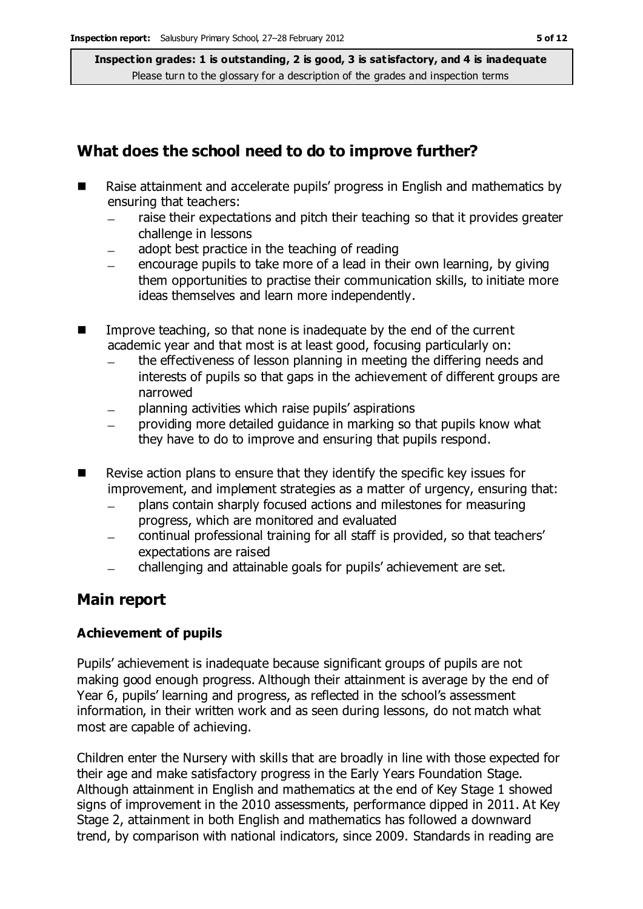Inspection grades: 1 is outstanding, 2 is good, 3 is satisfactory, and 4 is inadequate
Please turn to the glossary for a description of the grades and inspection terms

## What does the school need to do to improve further?

- Raise attainment and accelerate pupils' progress in English and mathematics by ensuring that teachers:
  - raise their expectations and pitch their teaching so that it provides greater challenge in lessons
  - adopt best practice in the teaching of reading
  - encourage pupils to take more of a lead in their own learning, by giving them opportunities to practise their communication skills, to initiate more ideas themselves and learn more independently.
- Improve teaching, so that none is inadequate by the end of the current academic year and that most is at least good, focusing particularly on:
  - the effectiveness of lesson planning in meeting the differing needs and interests of pupils so that gaps in the achievement of different groups are narrowed
  - planning activities which raise pupils' aspirations
  - providing more detailed guidance in marking so that pupils know what they have to do to improve and ensuring that pupils respond.
- Revise action plans to ensure that they identify the specific key issues for improvement, and implement strategies as a matter of urgency, ensuring that:
  - plans contain sharply focused actions and milestones for measuring progress, which are monitored and evaluated
  - continual professional training for all staff is provided, so that teachers' expectations are raised
  - challenging and attainable goals for pupils' achievement are set.

## Main report

### Achievement of pupils

Pupils' achievement is inadequate because significant groups of pupils are not making good enough progress. Although their attainment is average by the end of Year 6, pupils' learning and progress, as reflected in the school's assessment information, in their written work and as seen during lessons, do not match what most are capable of achieving.

Children enter the Nursery with skills that are broadly in line with those expected for their age and make satisfactory progress in the Early Years Foundation Stage. Although attainment in English and mathematics at the end of Key Stage 1 showed signs of improvement in the 2010 assessments, performance dipped in 2011. At Key Stage 2, attainment in both English and mathematics has followed a downward trend, by comparison with national indicators, since 2009. Standards in reading are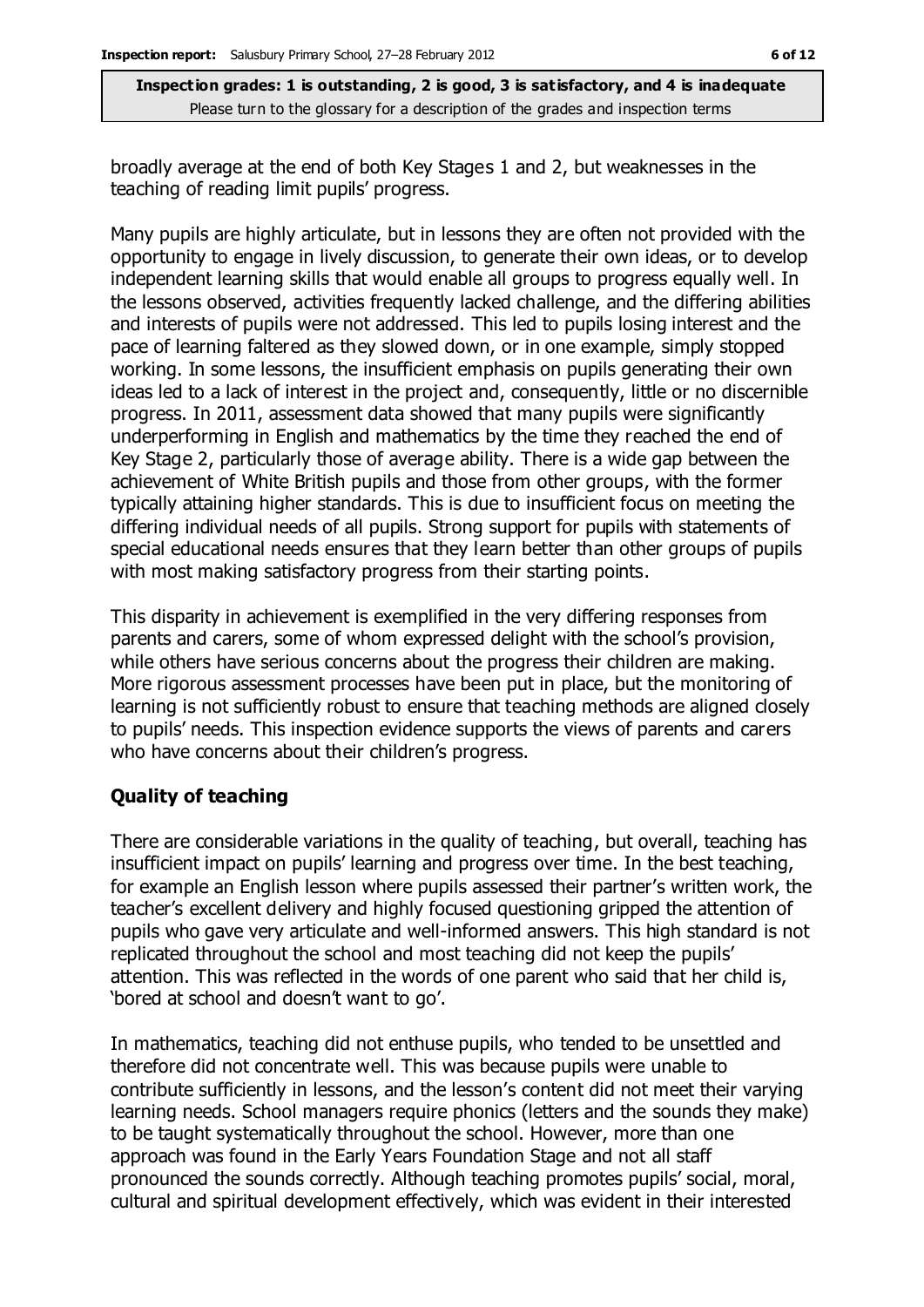broadly average at the end of both Key Stages 1 and 2, but weaknesses in the teaching of reading limit pupils' progress.

Many pupils are highly articulate, but in lessons they are often not provided with the opportunity to engage in lively discussion, to generate their own ideas, or to develop independent learning skills that would enable all groups to progress equally well. In the lessons observed, activities frequently lacked challenge, and the differing abilities and interests of pupils were not addressed. This led to pupils losing interest and the pace of learning faltered as they slowed down, or in one example, simply stopped working. In some lessons, the insufficient emphasis on pupils generating their own ideas led to a lack of interest in the project and, consequently, little or no discernible progress. In 2011, assessment data showed that many pupils were significantly underperforming in English and mathematics by the time they reached the end of Key Stage 2, particularly those of average ability. There is a wide gap between the achievement of White British pupils and those from other groups, with the former typically attaining higher standards. This is due to insufficient focus on meeting the differing individual needs of all pupils. Strong support for pupils with statements of special educational needs ensures that they learn better than other groups of pupils with most making satisfactory progress from their starting points.

This disparity in achievement is exemplified in the very differing responses from parents and carers, some of whom expressed delight with the school's provision, while others have serious concerns about the progress their children are making. More rigorous assessment processes have been put in place, but the monitoring of learning is not sufficiently robust to ensure that teaching methods are aligned closely to pupils' needs. This inspection evidence supports the views of parents and carers who have concerns about their children's progress.

### Quality of teaching

There are considerable variations in the quality of teaching, but overall, teaching has insufficient impact on pupils' learning and progress over time. In the best teaching, for example an English lesson where pupils assessed their partner's written work, the teacher's excellent delivery and highly focused questioning gripped the attention of pupils who gave very articulate and well-informed answers. This high standard is not replicated throughout the school and most teaching did not keep the pupils' attention. This was reflected in the words of one parent who said that her child is, 'bored at school and doesn't want to go'.

In mathematics, teaching did not enthuse pupils, who tended to be unsettled and therefore did not concentrate well. This was because pupils were unable to contribute sufficiently in lessons, and the lesson's content did not meet their varying learning needs. School managers require phonics (letters and the sounds they make) to be taught systematically throughout the school. However, more than one approach was found in the Early Years Foundation Stage and not all staff pronounced the sounds correctly. Although teaching promotes pupils' social, moral, cultural and spiritual development effectively, which was evident in their interested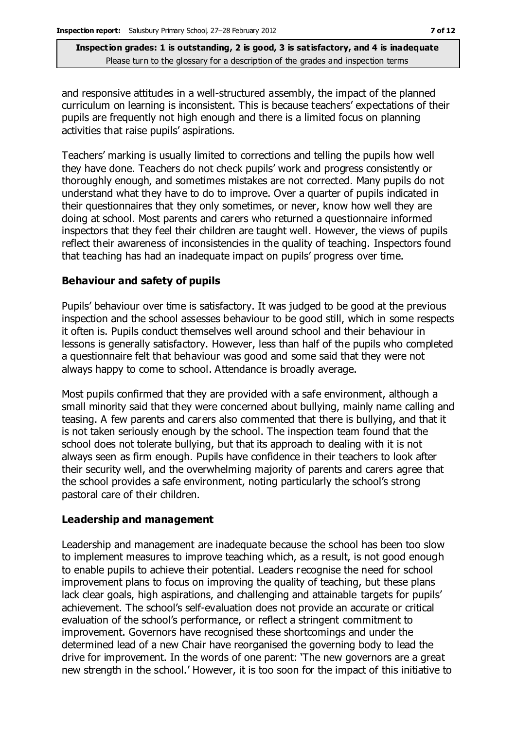and responsive attitudes in a well-structured assembly, the impact of the planned curriculum on learning is inconsistent. This is because teachers' expectations of their pupils are frequently not high enough and there is a limited focus on planning activities that raise pupils' aspirations.

Teachers' marking is usually limited to corrections and telling the pupils how well they have done. Teachers do not check pupils' work and progress consistently or thoroughly enough, and sometimes mistakes are not corrected. Many pupils do not understand what they have to do to improve. Over a quarter of pupils indicated in their questionnaires that they only sometimes, or never, know how well they are doing at school. Most parents and carers who returned a questionnaire informed inspectors that they feel their children are taught well. However, the views of pupils reflect their awareness of inconsistencies in the quality of teaching. Inspectors found that teaching has had an inadequate impact on pupils' progress over time.

### Behaviour and safety of pupils

Pupils' behaviour over time is satisfactory. It was judged to be good at the previous inspection and the school assesses behaviour to be good still, which in some respects it often is. Pupils conduct themselves well around school and their behaviour in lessons is generally satisfactory. However, less than half of the pupils who completed a questionnaire felt that behaviour was good and some said that they were not always happy to come to school. Attendance is broadly average.

Most pupils confirmed that they are provided with a safe environment, although a small minority said that they were concerned about bullying, mainly name calling and teasing. A few parents and carers also commented that there is bullying, and that it is not taken seriously enough by the school. The inspection team found that the school does not tolerate bullying, but that its approach to dealing with it is not always seen as firm enough. Pupils have confidence in their teachers to look after their security well, and the overwhelming majority of parents and carers agree that the school provides a safe environment, noting particularly the school's strong pastoral care of their children.

### Leadership and management

Leadership and management are inadequate because the school has been too slow to implement measures to improve teaching which, as a result, is not good enough to enable pupils to achieve their potential. Leaders recognise the need for school improvement plans to focus on improving the quality of teaching, but these plans lack clear goals, high aspirations, and challenging and attainable targets for pupils' achievement. The school's self-evaluation does not provide an accurate or critical evaluation of the school's performance, or reflect a stringent commitment to improvement. Governors have recognised these shortcomings and under the determined lead of a new Chair have reorganised the governing body to lead the drive for improvement. In the words of one parent: 'The new governors are a great new strength in the school.' However, it is too soon for the impact of this initiative to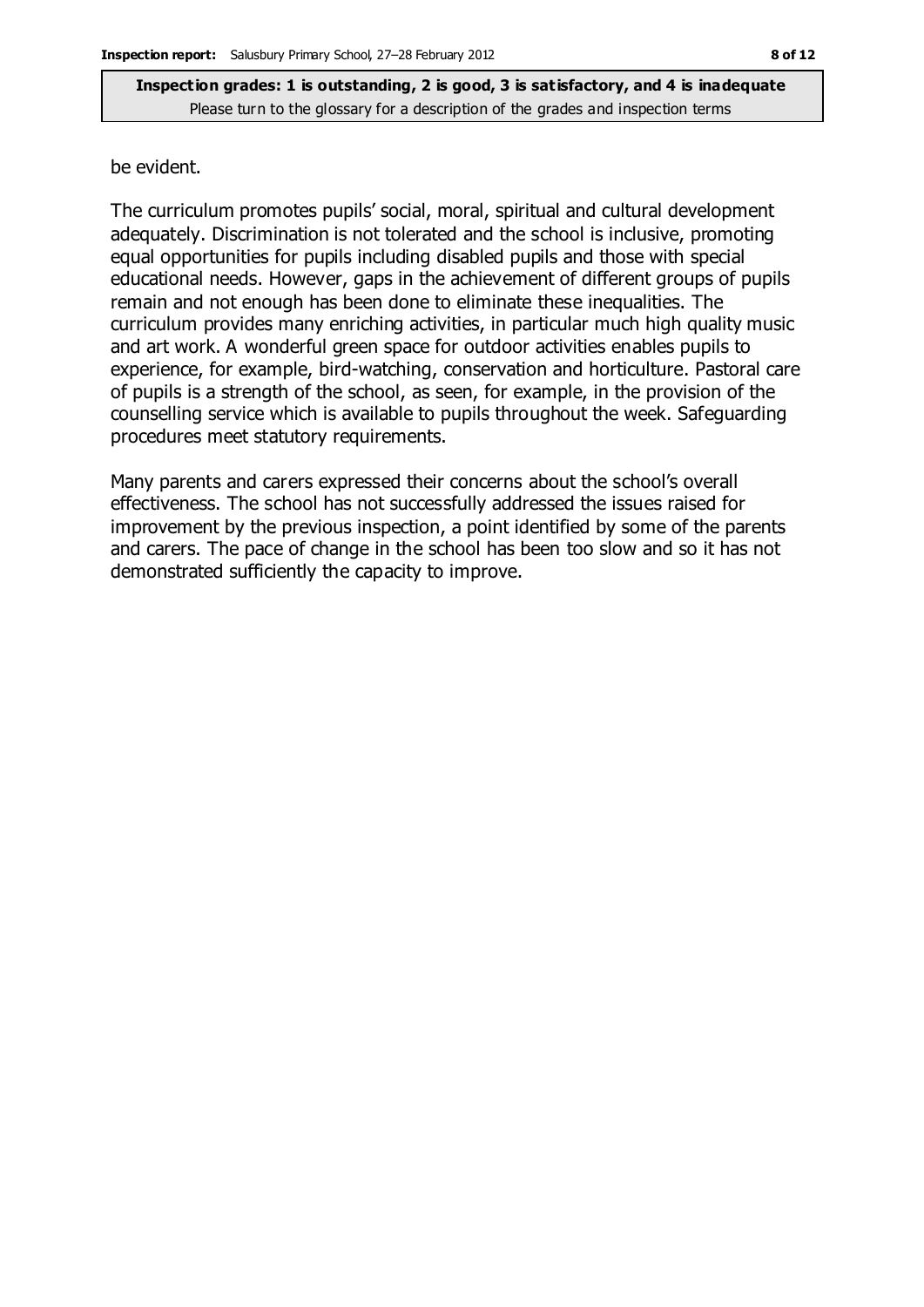be evident.

The curriculum promotes pupils' social, moral, spiritual and cultural development adequately. Discrimination is not tolerated and the school is inclusive, promoting equal opportunities for pupils including disabled pupils and those with special educational needs. However, gaps in the achievement of different groups of pupils remain and not enough has been done to eliminate these inequalities. The curriculum provides many enriching activities, in particular much high quality music and art work. A wonderful green space for outdoor activities enables pupils to experience, for example, bird-watching, conservation and horticulture. Pastoral care of pupils is a strength of the school, as seen, for example, in the provision of the counselling service which is available to pupils throughout the week. Safeguarding procedures meet statutory requirements.

Many parents and carers expressed their concerns about the school's overall effectiveness. The school has not successfully addressed the issues raised for improvement by the previous inspection, a point identified by some of the parents and carers. The pace of change in the school has been too slow and so it has not demonstrated sufficiently the capacity to improve.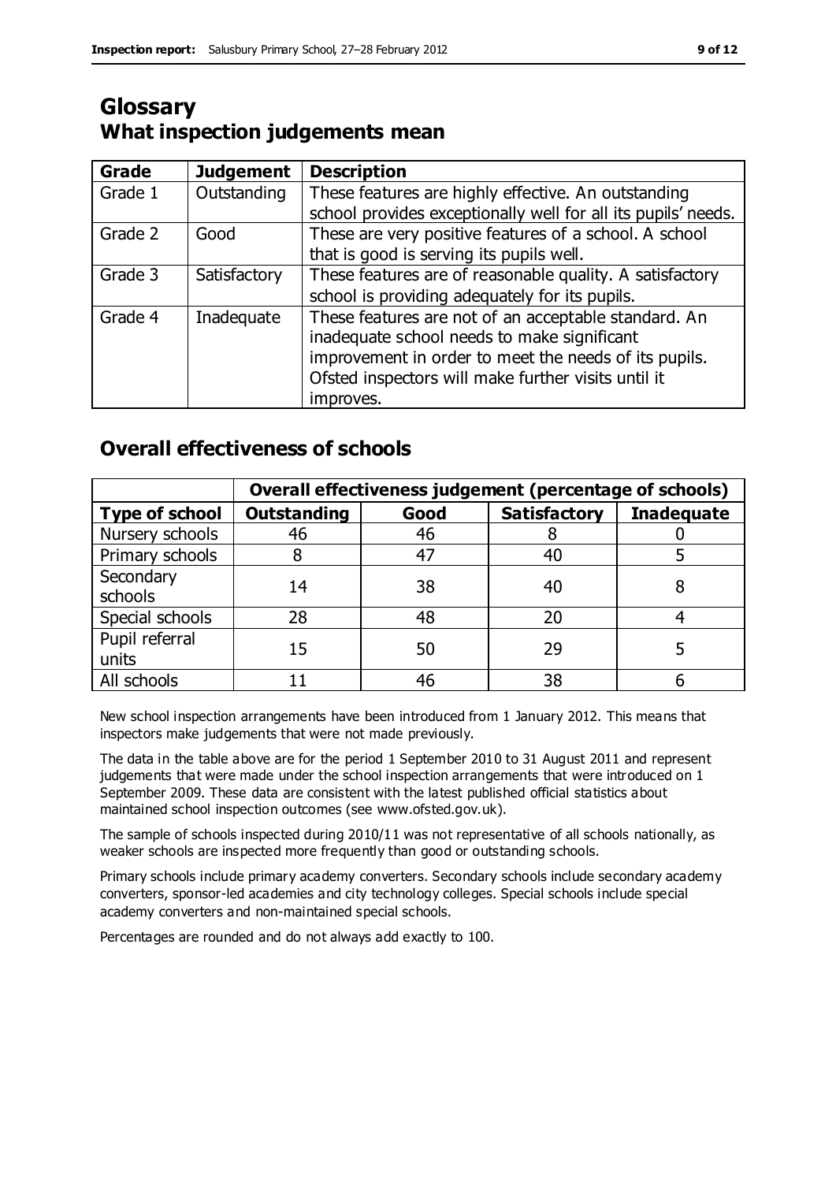# Glossary

## What inspection judgements mean

| Grade | Judgement | Description |
|---|---|---|
| Grade 1 | Outstanding | These features are highly effective. An outstanding school provides exceptionally well for all its pupils' needs. |
| Grade 2 | Good | These are very positive features of a school. A school that is good is serving its pupils well. |
| Grade 3 | Satisfactory | These features are of reasonable quality. A satisfactory school is providing adequately for its pupils. |
| Grade 4 | Inadequate | These features are not of an acceptable standard. An inadequate school needs to make significant improvement in order to meet the needs of its pupils. Ofsted inspectors will make further visits until it improves. |

## Overall effectiveness of schools

| | Overall effectiveness judgement (percentage of schools) | | | |
|---|---|---|---|---|
| **Type of school** | **Outstanding** | **Good** | **Satisfactory** | **Inadequate** |
| Nursery schools | 46 | 46 | 8 | 0 |
| Primary schools | 8 | 47 | 40 | 5 |
| Secondary schools | 14 | 38 | 40 | 8 |
| Special schools | 28 | 48 | 20 | 4 |
| Pupil referral units | 15 | 50 | 29 | 5 |
| All schools | 11 | 46 | 38 | 6 |

New school inspection arrangements have been introduced from 1 January 2012. This means that inspectors make judgements that were not made previously.

The data in the table above are for the period 1 September 2010 to 31 August 2011 and represent judgements that were made under the school inspection arrangements that were introduced on 1 September 2009. These data are consistent with the latest published official statistics about maintained school inspection outcomes (see www.ofsted.gov.uk).

The sample of schools inspected during 2010/11 was not representative of all schools nationally, as weaker schools are inspected more frequently than good or outstanding schools.

Primary schools include primary academy converters. Secondary schools include secondary academy converters, sponsor-led academies and city technology colleges. Special schools include special academy converters and non-maintained special schools.

Percentages are rounded and do not always add exactly to 100.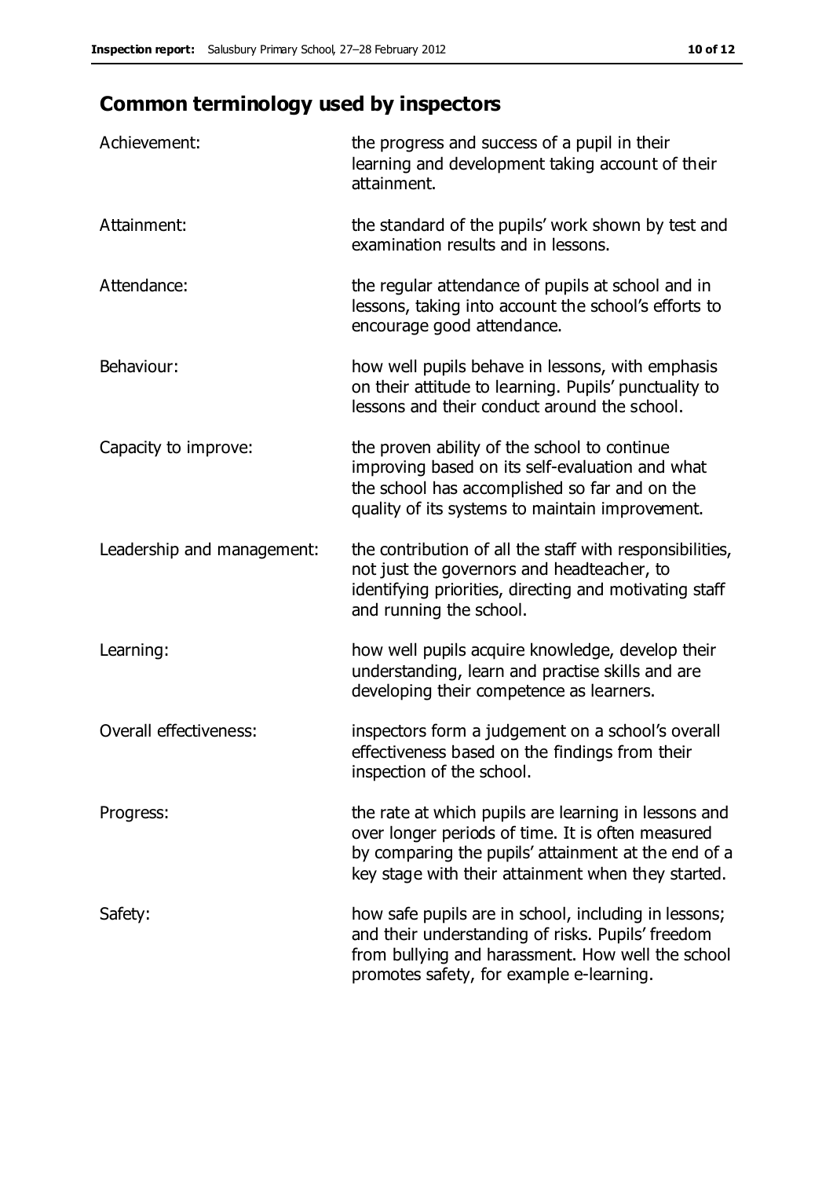## Common terminology used by inspectors

| | |
|---|---|
| Achievement: | the progress and success of a pupil in their learning and development taking account of their attainment. |
| Attainment: | the standard of the pupils' work shown by test and examination results and in lessons. |
| Attendance: | the regular attendance of pupils at school and in lessons, taking into account the school's efforts to encourage good attendance. |
| Behaviour: | how well pupils behave in lessons, with emphasis on their attitude to learning. Pupils' punctuality to lessons and their conduct around the school. |
| Capacity to improve: | the proven ability of the school to continue improving based on its self-evaluation and what the school has accomplished so far and on the quality of its systems to maintain improvement. |
| Leadership and management: | the contribution of all the staff with responsibilities, not just the governors and headteacher, to identifying priorities, directing and motivating staff and running the school. |
| Learning: | how well pupils acquire knowledge, develop their understanding, learn and practise skills and are developing their competence as learners. |
| Overall effectiveness: | inspectors form a judgement on a school's overall effectiveness based on the findings from their inspection of the school. |
| Progress: | the rate at which pupils are learning in lessons and over longer periods of time. It is often measured by comparing the pupils' attainment at the end of a key stage with their attainment when they started. |
| Safety: | how safe pupils are in school, including in lessons; and their understanding of risks. Pupils' freedom from bullying and harassment. How well the school promotes safety, for example e-learning. |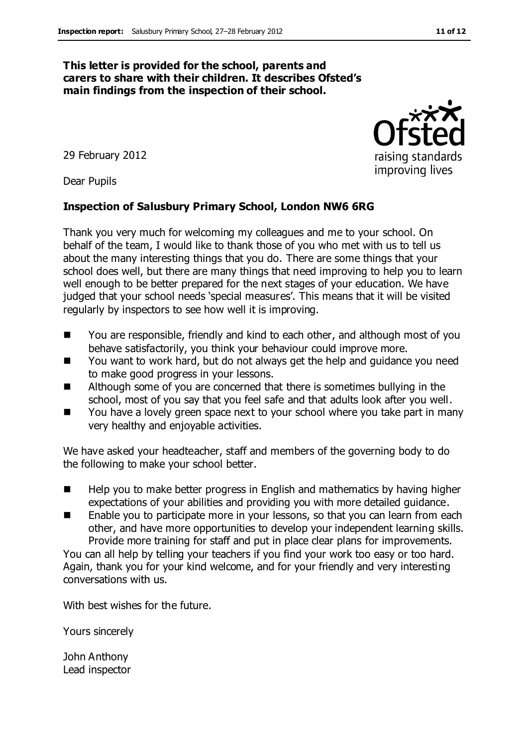**This letter is provided for the school, parents and carers to share with their children. It describes Ofsted's main findings from the inspection of their school.**

29 February 2012

Dear Pupils

**Inspection of Salusbury Primary School, London NW6 6RG**

Thank you very much for welcoming my colleagues and me to your school. On behalf of the team, I would like to thank those of you who met with us to tell us about the many interesting things that you do. There are some things that your school does well, but there are many things that need improving to help you to learn well enough to be better prepared for the next stages of your education. We have judged that your school needs 'special measures'. This means that it will be visited regularly by inspectors to see how well it is improving.

- You are responsible, friendly and kind to each other, and although most of you behave satisfactorily, you think your behaviour could improve more.
- You want to work hard, but do not always get the help and guidance you need to make good progress in your lessons.
- Although some of you are concerned that there is sometimes bullying in the school, most of you say that you feel safe and that adults look after you well.
- You have a lovely green space next to your school where you take part in many very healthy and enjoyable activities.

We have asked your headteacher, staff and members of the governing body to do the following to make your school better.

- Help you to make better progress in English and mathematics by having higher expectations of your abilities and providing you with more detailed guidance.
- Enable you to participate more in your lessons, so that you can learn from each other, and have more opportunities to develop your independent learning skills. Provide more training for staff and put in place clear plans for improvements.

You can all help by telling your teachers if you find your work too easy or too hard. Again, thank you for your kind welcome, and for your friendly and very interesting conversations with us.

With best wishes for the future.

Yours sincerely

John Anthony
Lead inspector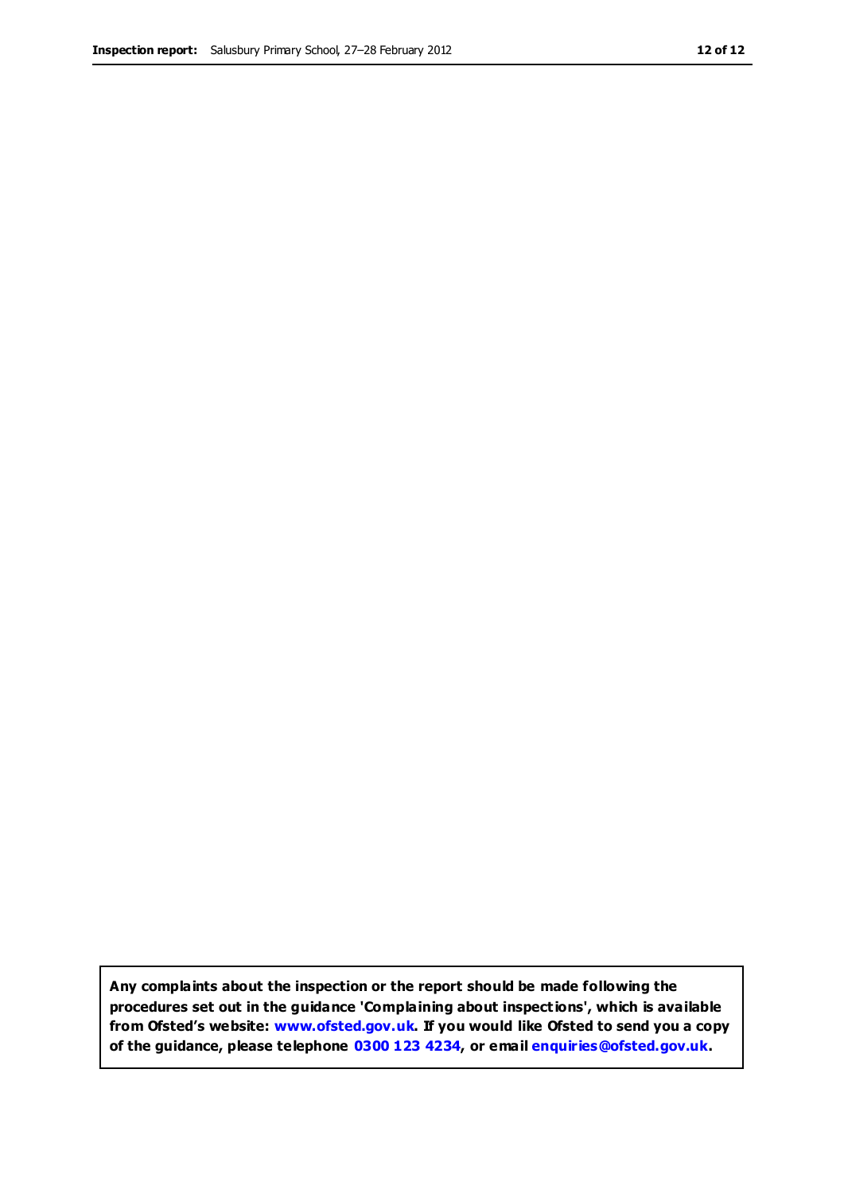**Any complaints about the inspection or the report should be made following the procedures set out in the guidance 'Complaining about inspections', which is available from Ofsted's website: www.ofsted.gov.uk. If you would like Ofsted to send you a copy of the guidance, please telephone 0300 123 4234, or email enquiries@ofsted.gov.uk.**